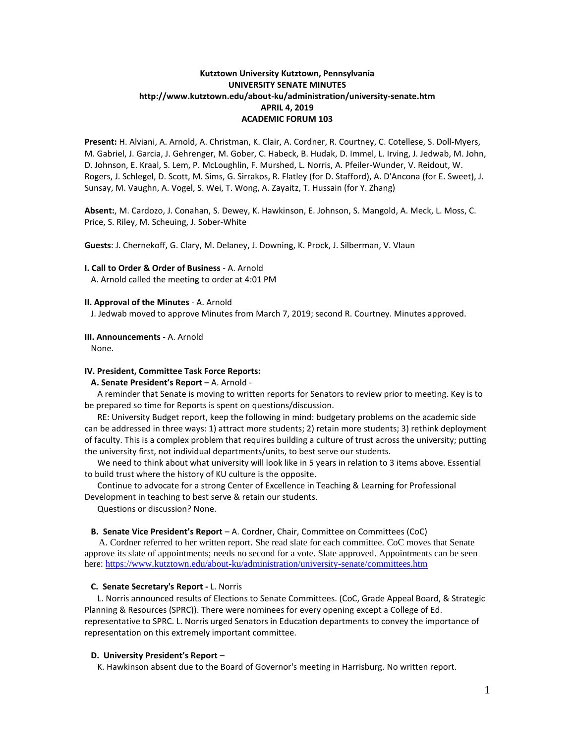**Kutztown University Kutztown, Pennsylvania**
**UNIVERSITY SENATE MINUTES**
**http://www.kutztown.edu/about-ku/administration/university-senate.htm**
**APRIL 4, 2019**
**ACADEMIC FORUM 103**

**Present:** H. Alviani, A. Arnold, A. Christman, K. Clair, A. Cordner, R. Courtney, C. Cotellese, S. Doll-Myers, M. Gabriel, J. Garcia, J. Gehrenger, M. Gober, C. Habeck, B. Hudak, D. Immel, L. Irving, J. Jedwab, M. John, D. Johnson, E. Kraal, S. Lem, P. McLoughlin, F. Murshed, L. Norris, A. Pfeiler-Wunder, V. Reidout, W. Rogers, J. Schlegel, D. Scott, M. Sims, G. Sirrakos, R. Flatley (for D. Stafford), A. D'Ancona (for E. Sweet), J. Sunsay, M. Vaughn, A. Vogel, S. Wei, T. Wong, A. Zayaitz, T. Hussain (for Y. Zhang)

**Absent:**, M. Cardozo, J. Conahan, S. Dewey, K. Hawkinson, E. Johnson, S. Mangold, A. Meck, L. Moss, C. Price, S. Riley, M. Scheuing, J. Sober-White

**Guests**: J. Chernekoff, G. Clary, M. Delaney, J. Downing, K. Prock, J. Silberman, V. Vlaun

**I. Call to Order & Order of Business** - A. Arnold

A. Arnold called the meeting to order at 4:01 PM

**II. Approval of the Minutes** - A. Arnold

J. Jedwab moved to approve Minutes from March 7, 2019; second R. Courtney. Minutes approved.

**III. Announcements** - A. Arnold

None.

**IV. President, Committee Task Force Reports:**

**A. Senate President's Report** – A. Arnold -

A reminder that Senate is moving to written reports for Senators to review prior to meeting. Key is to be prepared so time for Reports is spent on questions/discussion.

RE: University Budget report, keep the following in mind: budgetary problems on the academic side can be addressed in three ways: 1) attract more students; 2) retain more students; 3) rethink deployment of faculty. This is a complex problem that requires building a culture of trust across the university; putting the university first, not individual departments/units, to best serve our students.

We need to think about what university will look like in 5 years in relation to 3 items above. Essential to build trust where the history of KU culture is the opposite.

Continue to advocate for a strong Center of Excellence in Teaching & Learning for Professional Development in teaching to best serve & retain our students.

Questions or discussion? None.

**B. Senate Vice President's Report** – A. Cordner, Chair, Committee on Committees (CoC)

A. Cordner referred to her written report. She read slate for each committee. CoC moves that Senate approve its slate of appointments; needs no second for a vote. Slate approved. Appointments can be seen here: https://www.kutztown.edu/about-ku/administration/university-senate/committees.htm

**C. Senate Secretary's Report -** L. Norris

L. Norris announced results of Elections to Senate Committees. (CoC, Grade Appeal Board, & Strategic Planning & Resources (SPRC)). There were nominees for every opening except a College of Ed. representative to SPRC. L. Norris urged Senators in Education departments to convey the importance of representation on this extremely important committee.

**D. University President's Report** –

K. Hawkinson absent due to the Board of Governor's meeting in Harrisburg. No written report.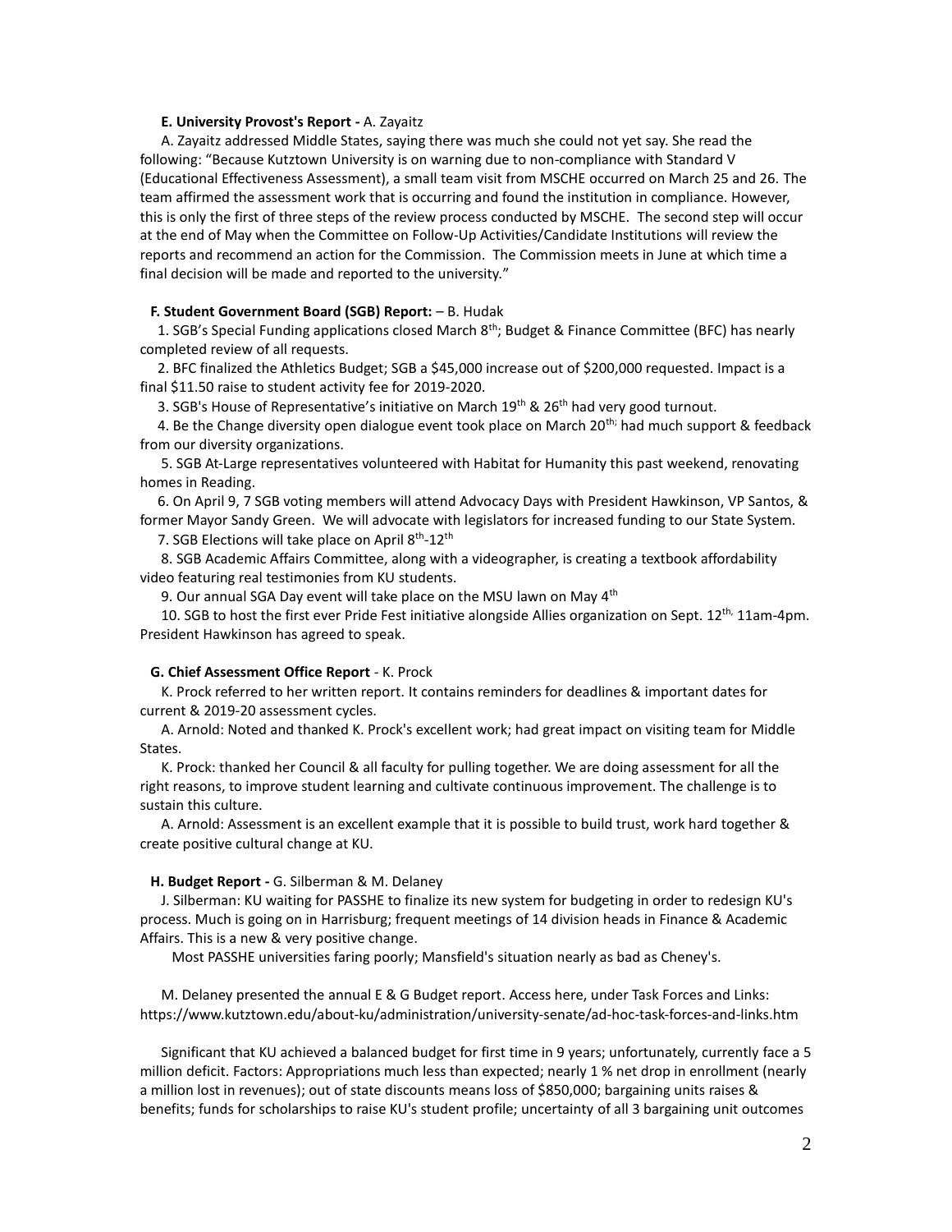**E. University Provost's Report -** A. Zayaitz

A. Zayaitz addressed Middle States, saying there was much she could not yet say. She read the following: "Because Kutztown University is on warning due to non-compliance with Standard V (Educational Effectiveness Assessment), a small team visit from MSCHE occurred on March 25 and 26. The team affirmed the assessment work that is occurring and found the institution in compliance. However, this is only the first of three steps of the review process conducted by MSCHE. The second step will occur at the end of May when the Committee on Follow-Up Activities/Candidate Institutions will review the reports and recommend an action for the Commission. The Commission meets in June at which time a final decision will be made and reported to the university."

**F. Student Government Board (SGB) Report:** – B. Hudak

1. SGB's Special Funding applications closed March 8th; Budget & Finance Committee (BFC) has nearly completed review of all requests.
2. BFC finalized the Athletics Budget; SGB a $45,000 increase out of $200,000 requested. Impact is a final $11.50 raise to student activity fee for 2019-2020.
3. SGB's House of Representative's initiative on March 19th & 26th had very good turnout.
4. Be the Change diversity open dialogue event took place on March 20th; had much support & feedback from our diversity organizations.
5. SGB At-Large representatives volunteered with Habitat for Humanity this past weekend, renovating homes in Reading.
6. On April 9, 7 SGB voting members will attend Advocacy Days with President Hawkinson, VP Santos, & former Mayor Sandy Green. We will advocate with legislators for increased funding to our State System.
7. SGB Elections will take place on April 8th-12th
8. SGB Academic Affairs Committee, along with a videographer, is creating a textbook affordability video featuring real testimonies from KU students.
9. Our annual SGA Day event will take place on the MSU lawn on May 4th
10. SGB to host the first ever Pride Fest initiative alongside Allies organization on Sept. 12th, 11am-4pm. President Hawkinson has agreed to speak.

**G. Chief Assessment Office Report** - K. Prock

K. Prock referred to her written report. It contains reminders for deadlines & important dates for current & 2019-20 assessment cycles.

A. Arnold: Noted and thanked K. Prock's excellent work; had great impact on visiting team for Middle States.

K. Prock: thanked her Council & all faculty for pulling together. We are doing assessment for all the right reasons, to improve student learning and cultivate continuous improvement. The challenge is to sustain this culture.

A. Arnold: Assessment is an excellent example that it is possible to build trust, work hard together & create positive cultural change at KU.

**H. Budget Report -** G. Silberman & M. Delaney

J. Silberman: KU waiting for PASSHE to finalize its new system for budgeting in order to redesign KU's process. Much is going on in Harrisburg; frequent meetings of 14 division heads in Finance & Academic Affairs. This is a new & very positive change.

Most PASSHE universities faring poorly; Mansfield's situation nearly as bad as Cheney's.

M. Delaney presented the annual E & G Budget report. Access here, under Task Forces and Links: https://www.kutztown.edu/about-ku/administration/university-senate/ad-hoc-task-forces-and-links.htm

Significant that KU achieved a balanced budget for first time in 9 years; unfortunately, currently face a 5 million deficit. Factors: Appropriations much less than expected; nearly 1 % net drop in enrollment (nearly a million lost in revenues); out of state discounts means loss of $850,000; bargaining units raises & benefits; funds for scholarships to raise KU's student profile; uncertainty of all 3 bargaining unit outcomes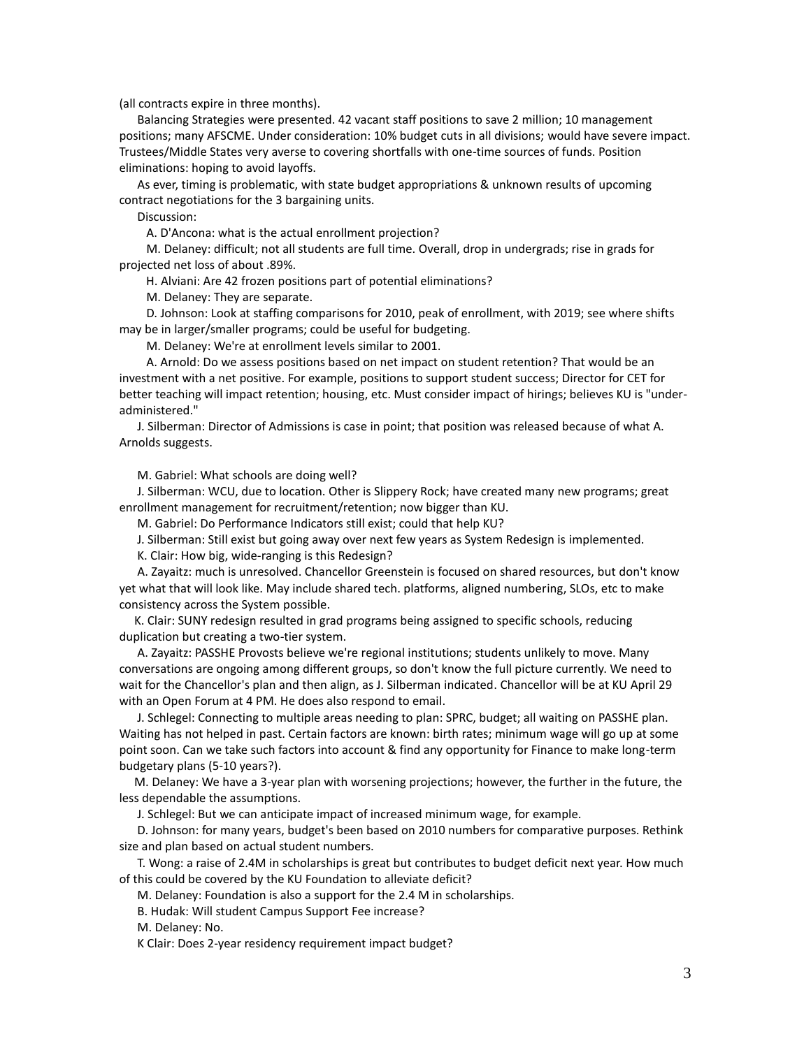(all contracts expire in three months).

Balancing Strategies were presented. 42 vacant staff positions to save 2 million; 10 management positions; many AFSCME. Under consideration: 10% budget cuts in all divisions; would have severe impact. Trustees/Middle States very averse to covering shortfalls with one-time sources of funds. Position eliminations: hoping to avoid layoffs.

As ever, timing is problematic, with state budget appropriations & unknown results of upcoming contract negotiations for the 3 bargaining units.

Discussion:

A. D'Ancona: what is the actual enrollment projection?

M. Delaney: difficult; not all students are full time. Overall, drop in undergrads; rise in grads for projected net loss of about .89%.

H. Alviani: Are 42 frozen positions part of potential eliminations?

M. Delaney: They are separate.

D. Johnson: Look at staffing comparisons for 2010, peak of enrollment, with 2019; see where shifts may be in larger/smaller programs; could be useful for budgeting.

M. Delaney: We're at enrollment levels similar to 2001.

A. Arnold: Do we assess positions based on net impact on student retention? That would be an investment with a net positive. For example, positions to support student success; Director for CET for better teaching will impact retention; housing, etc. Must consider impact of hirings; believes KU is "under-administered."

J. Silberman: Director of Admissions is case in point; that position was released because of what A. Arnolds suggests.

M. Gabriel: What schools are doing well?

J. Silberman: WCU, due to location. Other is Slippery Rock; have created many new programs; great enrollment management for recruitment/retention; now bigger than KU.

M. Gabriel: Do Performance Indicators still exist; could that help KU?

J. Silberman: Still exist but going away over next few years as System Redesign is implemented.

K. Clair: How big, wide-ranging is this Redesign?

A. Zayaitz: much is unresolved. Chancellor Greenstein is focused on shared resources, but don't know yet what that will look like. May include shared tech. platforms, aligned numbering, SLOs, etc to make consistency across the System possible.

K. Clair: SUNY redesign resulted in grad programs being assigned to specific schools, reducing duplication but creating a two-tier system.

A. Zayaitz: PASSHE Provosts believe we're regional institutions; students unlikely to move. Many conversations are ongoing among different groups, so don't know the full picture currently. We need to wait for the Chancellor's plan and then align, as J. Silberman indicated. Chancellor will be at KU April 29 with an Open Forum at 4 PM. He does also respond to email.

J. Schlegel: Connecting to multiple areas needing to plan: SPRC, budget; all waiting on PASSHE plan. Waiting has not helped in past. Certain factors are known: birth rates; minimum wage will go up at some point soon. Can we take such factors into account & find any opportunity for Finance to make long-term budgetary plans (5-10 years?).

M. Delaney: We have a 3-year plan with worsening projections; however, the further in the future, the less dependable the assumptions.

J. Schlegel: But we can anticipate impact of increased minimum wage, for example.

D. Johnson: for many years, budget's been based on 2010 numbers for comparative purposes. Rethink size and plan based on actual student numbers.

T. Wong: a raise of 2.4M in scholarships is great but contributes to budget deficit next year. How much of this could be covered by the KU Foundation to alleviate deficit?

M. Delaney: Foundation is also a support for the 2.4 M in scholarships.

B. Hudak: Will student Campus Support Fee increase?

M. Delaney: No.

K Clair: Does 2-year residency requirement impact budget?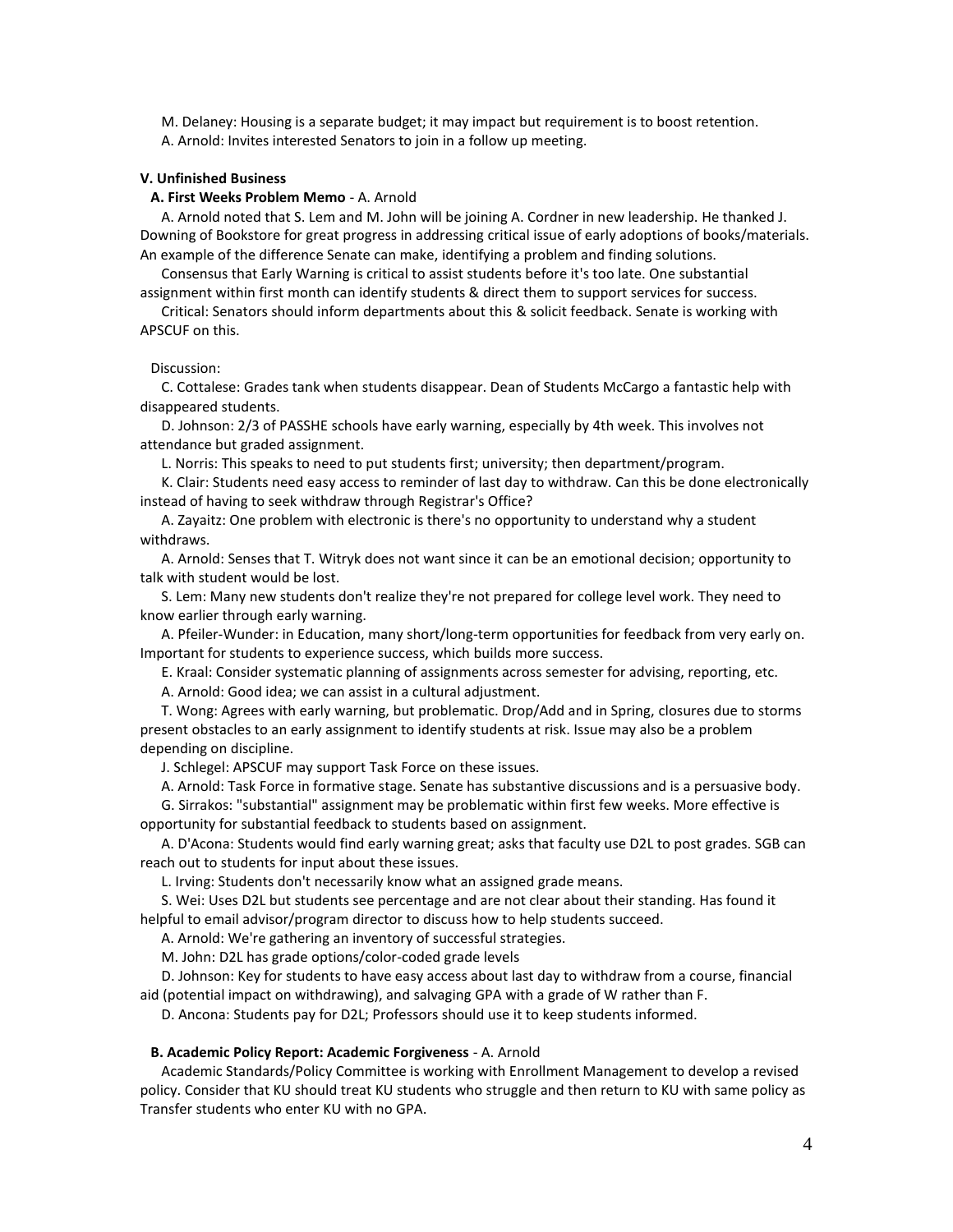M. Delaney: Housing is a separate budget; it may impact but requirement is to boost retention.

A. Arnold: Invites interested Senators to join in a follow up meeting.

**V. Unfinished Business**

**A. First Weeks Problem Memo** - A. Arnold

A. Arnold noted that S. Lem and M. John will be joining A. Cordner in new leadership. He thanked J. Downing of Bookstore for great progress in addressing critical issue of early adoptions of books/materials. An example of the difference Senate can make, identifying a problem and finding solutions.

Consensus that Early Warning is critical to assist students before it's too late. One substantial assignment within first month can identify students & direct them to support services for success.

Critical: Senators should inform departments about this & solicit feedback. Senate is working with APSCUF on this.

Discussion:

C. Cottalese: Grades tank when students disappear. Dean of Students McCargo a fantastic help with disappeared students.

D. Johnson: 2/3 of PASSHE schools have early warning, especially by 4th week. This involves not attendance but graded assignment.

L. Norris: This speaks to need to put students first; university; then department/program.

K. Clair: Students need easy access to reminder of last day to withdraw. Can this be done electronically instead of having to seek withdraw through Registrar's Office?

A. Zayaitz: One problem with electronic is there's no opportunity to understand why a student withdraws.

A. Arnold: Senses that T. Witryk does not want since it can be an emotional decision; opportunity to talk with student would be lost.

S. Lem: Many new students don't realize they're not prepared for college level work. They need to know earlier through early warning.

A. Pfeiler-Wunder: in Education, many short/long-term opportunities for feedback from very early on. Important for students to experience success, which builds more success.

E. Kraal: Consider systematic planning of assignments across semester for advising, reporting, etc.

A. Arnold: Good idea; we can assist in a cultural adjustment.

T. Wong: Agrees with early warning, but problematic. Drop/Add and in Spring, closures due to storms present obstacles to an early assignment to identify students at risk. Issue may also be a problem depending on discipline.

J. Schlegel: APSCUF may support Task Force on these issues.

A. Arnold: Task Force in formative stage. Senate has substantive discussions and is a persuasive body.

G. Sirrakos: "substantial" assignment may be problematic within first few weeks. More effective is opportunity for substantial feedback to students based on assignment.

A. D'Acona: Students would find early warning great; asks that faculty use D2L to post grades. SGB can reach out to students for input about these issues.

L. Irving: Students don't necessarily know what an assigned grade means.

S. Wei: Uses D2L but students see percentage and are not clear about their standing. Has found it helpful to email advisor/program director to discuss how to help students succeed.

A. Arnold: We're gathering an inventory of successful strategies.

M. John: D2L has grade options/color-coded grade levels

D. Johnson: Key for students to have easy access about last day to withdraw from a course, financial aid (potential impact on withdrawing), and salvaging GPA with a grade of W rather than F.

D. Ancona: Students pay for D2L; Professors should use it to keep students informed.

**B. Academic Policy Report: Academic Forgiveness** - A. Arnold

Academic Standards/Policy Committee is working with Enrollment Management to develop a revised policy. Consider that KU should treat KU students who struggle and then return to KU with same policy as Transfer students who enter KU with no GPA.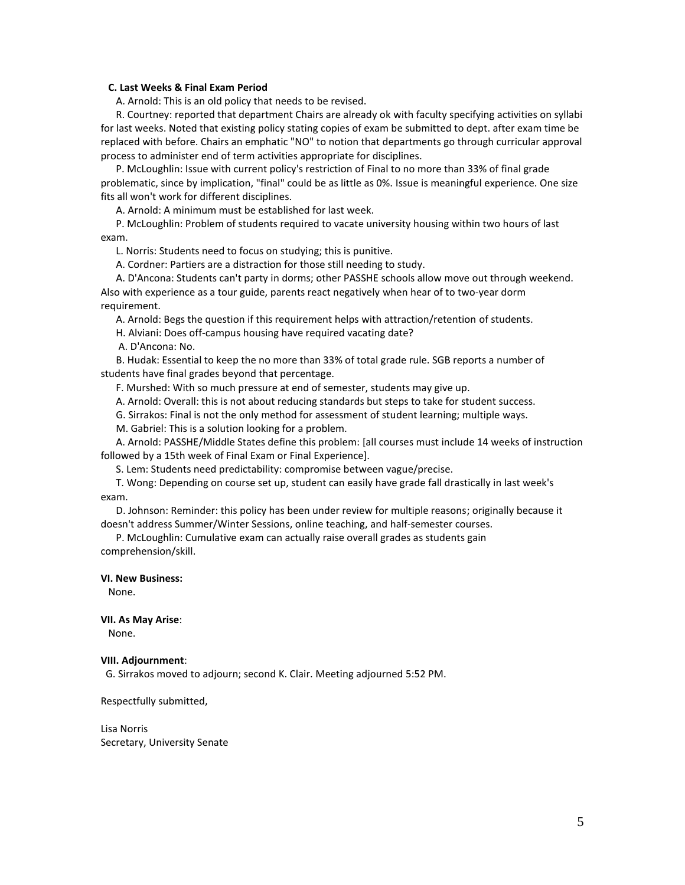**C. Last Weeks & Final Exam Period**

A. Arnold: This is an old policy that needs to be revised.

R. Courtney: reported that department Chairs are already ok with faculty specifying activities on syllabi for last weeks. Noted that existing policy stating copies of exam be submitted to dept. after exam time be replaced with before. Chairs an emphatic "NO" to notion that departments go through curricular approval process to administer end of term activities appropriate for disciplines.

P. McLoughlin: Issue with current policy's restriction of Final to no more than 33% of final grade problematic, since by implication, "final" could be as little as 0%. Issue is meaningful experience. One size fits all won't work for different disciplines.

A. Arnold: A minimum must be established for last week.

P. McLoughlin: Problem of students required to vacate university housing within two hours of last exam.

L. Norris: Students need to focus on studying; this is punitive.

A. Cordner: Partiers are a distraction for those still needing to study.

A. D'Ancona: Students can't party in dorms; other PASSHE schools allow move out through weekend. Also with experience as a tour guide, parents react negatively when hear of to two-year dorm requirement.

A. Arnold: Begs the question if this requirement helps with attraction/retention of students.

H. Alviani: Does off-campus housing have required vacating date?

A. D'Ancona: No.

B. Hudak: Essential to keep the no more than 33% of total grade rule. SGB reports a number of students have final grades beyond that percentage.

F. Murshed: With so much pressure at end of semester, students may give up.

A. Arnold: Overall: this is not about reducing standards but steps to take for student success.

G. Sirrakos: Final is not the only method for assessment of student learning; multiple ways.

M. Gabriel: This is a solution looking for a problem.

A. Arnold: PASSHE/Middle States define this problem: [all courses must include 14 weeks of instruction followed by a 15th week of Final Exam or Final Experience].

S. Lem: Students need predictability: compromise between vague/precise.

T. Wong: Depending on course set up, student can easily have grade fall drastically in last week's exam.

D. Johnson: Reminder: this policy has been under review for multiple reasons; originally because it doesn't address Summer/Winter Sessions, online teaching, and half-semester courses.

P. McLoughlin: Cumulative exam can actually raise overall grades as students gain comprehension/skill.

**VI. New Business:**

None.

**VII. As May Arise**:

None.

**VIII. Adjournment**:

G. Sirrakos moved to adjourn; second K. Clair. Meeting adjourned 5:52 PM.

Respectfully submitted,

Lisa Norris
Secretary, University Senate